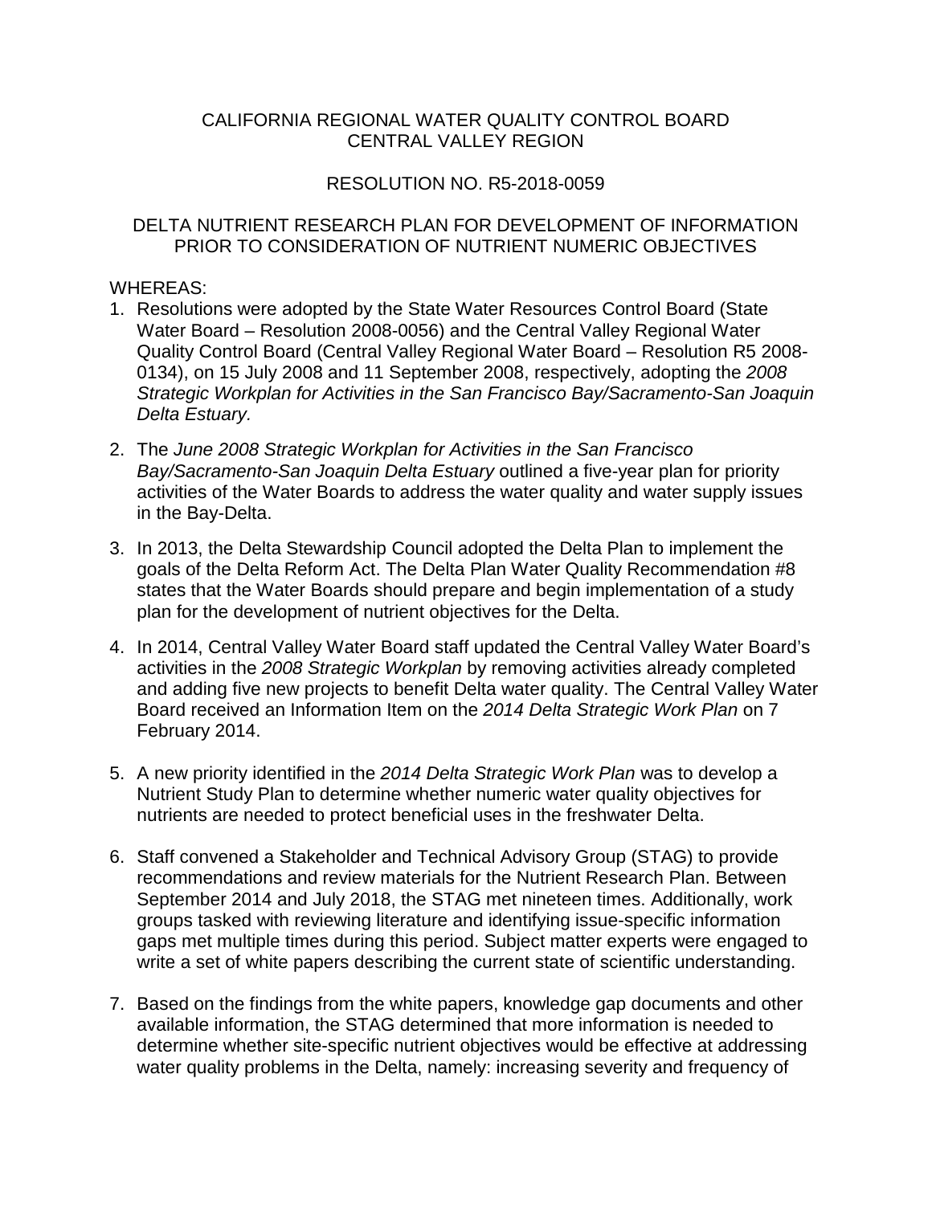CALIFORNIA REGIONAL WATER QUALITY CONTROL BOARD
CENTRAL VALLEY REGION

RESOLUTION NO. R5-2018-0059

DELTA NUTRIENT RESEARCH PLAN FOR DEVELOPMENT OF INFORMATION PRIOR TO CONSIDERATION OF NUTRIENT NUMERIC OBJECTIVES

WHEREAS:

1. Resolutions were adopted by the State Water Resources Control Board (State Water Board – Resolution 2008-0056) and the Central Valley Regional Water Quality Control Board (Central Valley Regional Water Board – Resolution R5 2008-0134), on 15 July 2008 and 11 September 2008, respectively, adopting the *2008 Strategic Workplan for Activities in the San Francisco Bay/Sacramento-San Joaquin Delta Estuary.*

2. The *June 2008 Strategic Workplan for Activities in the San Francisco Bay/Sacramento-San Joaquin Delta Estuary* outlined a five-year plan for priority activities of the Water Boards to address the water quality and water supply issues in the Bay-Delta.

3. In 2013, the Delta Stewardship Council adopted the Delta Plan to implement the goals of the Delta Reform Act. The Delta Plan Water Quality Recommendation #8 states that the Water Boards should prepare and begin implementation of a study plan for the development of nutrient objectives for the Delta.

4. In 2014, Central Valley Water Board staff updated the Central Valley Water Board's activities in the *2008 Strategic Workplan* by removing activities already completed and adding five new projects to benefit Delta water quality. The Central Valley Water Board received an Information Item on the *2014 Delta Strategic Work Plan* on 7 February 2014.

5. A new priority identified in the *2014 Delta Strategic Work Plan* was to develop a Nutrient Study Plan to determine whether numeric water quality objectives for nutrients are needed to protect beneficial uses in the freshwater Delta.

6. Staff convened a Stakeholder and Technical Advisory Group (STAG) to provide recommendations and review materials for the Nutrient Research Plan. Between September 2014 and July 2018, the STAG met nineteen times. Additionally, work groups tasked with reviewing literature and identifying issue-specific information gaps met multiple times during this period. Subject matter experts were engaged to write a set of white papers describing the current state of scientific understanding.

7. Based on the findings from the white papers, knowledge gap documents and other available information, the STAG determined that more information is needed to determine whether site-specific nutrient objectives would be effective at addressing water quality problems in the Delta, namely: increasing severity and frequency of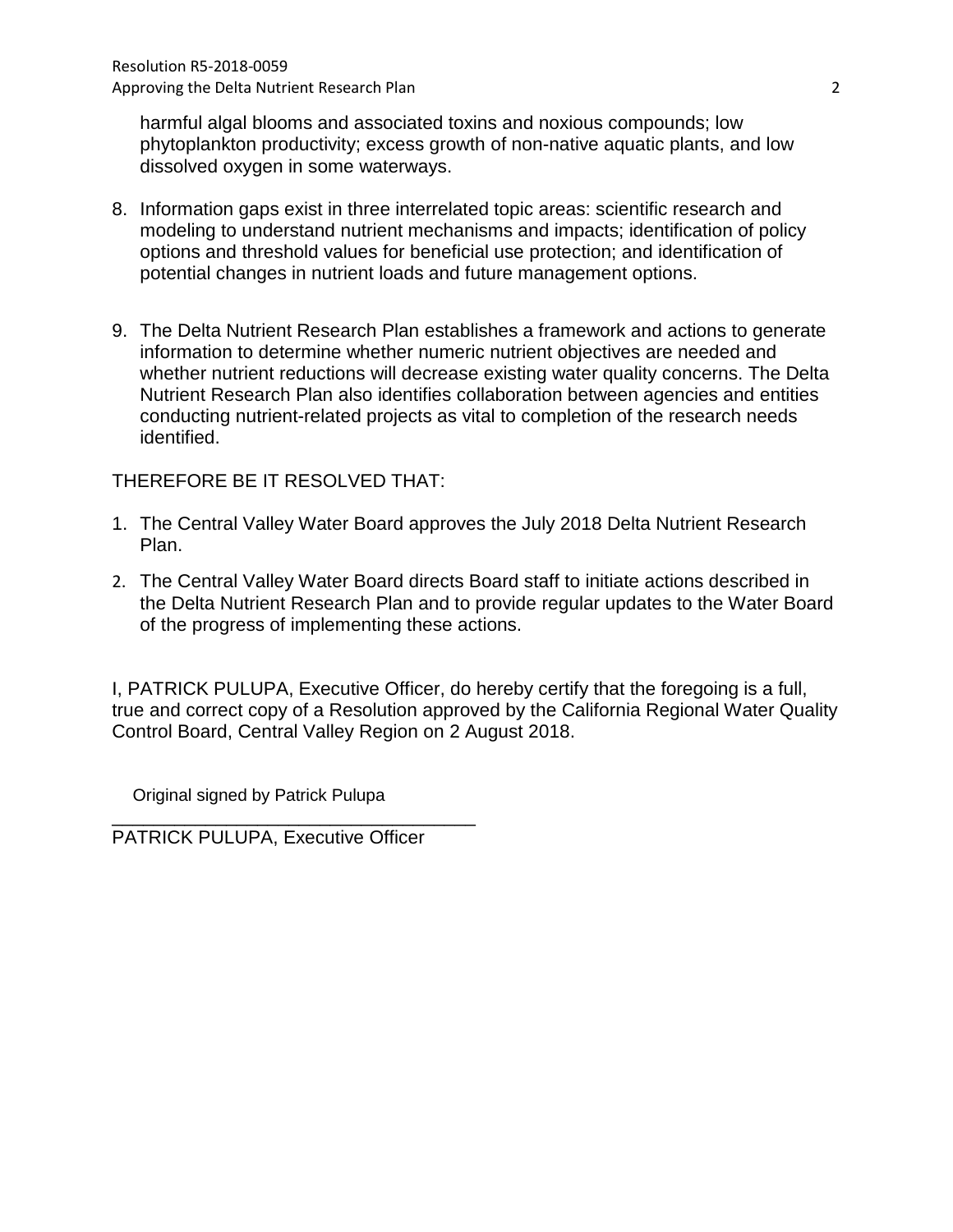harmful algal blooms and associated toxins and noxious compounds; low phytoplankton productivity; excess growth of non-native aquatic plants, and low dissolved oxygen in some waterways.

8. Information gaps exist in three interrelated topic areas: scientific research and modeling to understand nutrient mechanisms and impacts; identification of policy options and threshold values for beneficial use protection; and identification of potential changes in nutrient loads and future management options.

9. The Delta Nutrient Research Plan establishes a framework and actions to generate information to determine whether numeric nutrient objectives are needed and whether nutrient reductions will decrease existing water quality concerns. The Delta Nutrient Research Plan also identifies collaboration between agencies and entities conducting nutrient-related projects as vital to completion of the research needs identified.

THEREFORE BE IT RESOLVED THAT:

1. The Central Valley Water Board approves the July 2018 Delta Nutrient Research Plan.
2. The Central Valley Water Board directs Board staff to initiate actions described in the Delta Nutrient Research Plan and to provide regular updates to the Water Board of the progress of implementing these actions.

I, PATRICK PULUPA, Executive Officer, do hereby certify that the foregoing is a full, true and correct copy of a Resolution approved by the California Regional Water Quality Control Board, Central Valley Region on 2 August 2018.

Original signed by Patrick Pulupa

\_\_\_\_\_\_\_\_\_\_\_\_\_\_\_\_\_\_\_\_\_\_\_\_\_\_\_\_\_\_\_\_\_\_\_\_

PATRICK PULUPA, Executive Officer